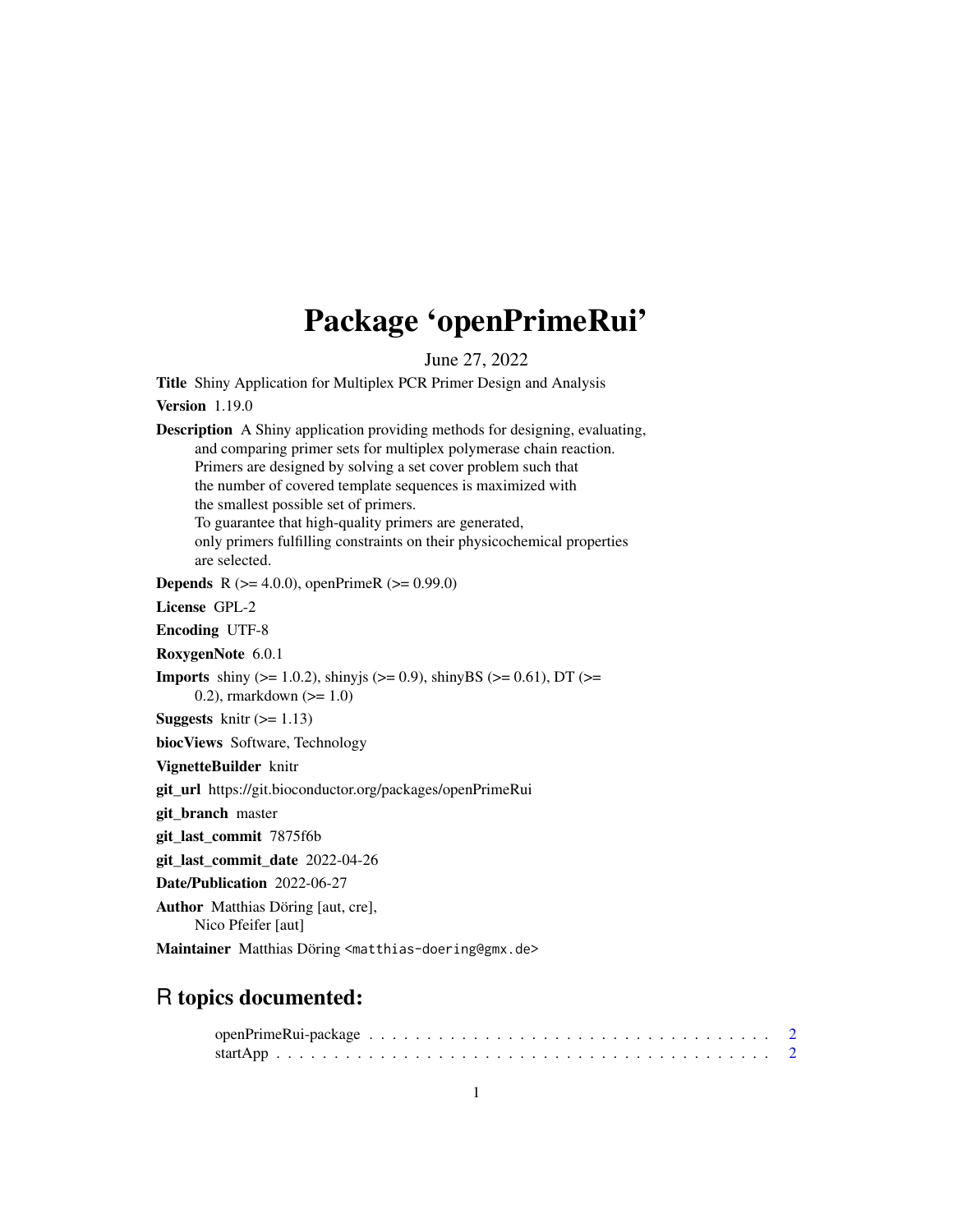# Package 'openPrimeRui'

June 27, 2022

**Title** Shiny Application for Multiplex PCR Primer Design and Analysis

**Version** 1.19.0

**Description** A Shiny application providing methods for designing, evaluating, and comparing primer sets for multiplex polymerase chain reaction. Primers are designed by solving a set cover problem such that the number of covered template sequences is maximized with the smallest possible set of primers. To guarantee that high-quality primers are generated, only primers fulfilling constraints on their physicochemical properties are selected.

**Depends** R (>= 4.0.0), openPrimeR (>= 0.99.0)

**License** GPL-2

**Encoding** UTF-8

**RoxygenNote** 6.0.1

**Imports** shiny (>= 1.0.2), shinyjs (>= 0.9), shinyBS (>= 0.61), DT (>= 0.2), rmarkdown (>= 1.0)

**Suggests** knitr (>= 1.13)

**biocViews** Software, Technology

**VignetteBuilder** knitr

**git_url** https://git.bioconductor.org/packages/openPrimeRui

**git_branch** master

**git_last_commit** 7875f6b

**git_last_commit_date** 2022-04-26

**Date/Publication** 2022-06-27

**Author** Matthias Döring [aut, cre], Nico Pfeifer [aut]

**Maintainer** Matthias Döring <matthias-doering@gmx.de>

## R topics documented:

openPrimeRui-package . . . . . . . . . . . . . . . . . . . . . . . . . . . . . . . . . 2
startApp . . . . . . . . . . . . . . . . . . . . . . . . . . . . . . . . . . . . . . . . 2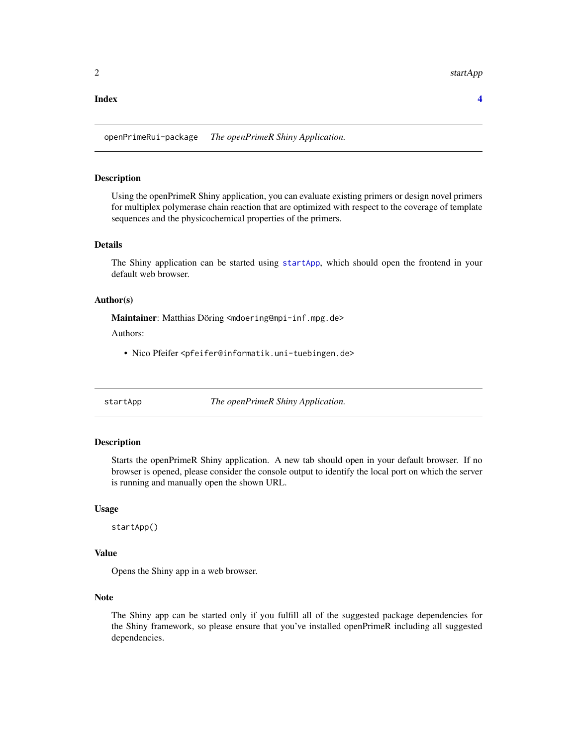**Index** **4**

---

## openPrimeRui-package *The openPrimeR Shiny Application.*

---

### Description

Using the openPrimeR Shiny application, you can evaluate existing primers or design novel primers for multiplex polymerase chain reaction that are optimized with respect to the coverage of template sequences and the physicochemical properties of the primers.

### Details

The Shiny application can be started using `startApp`, which should open the frontend in your default web browser.

### Author(s)

**Maintainer**: Matthias Döring <mdoering@mpi-inf.mpg.de>

Authors:

- Nico Pfeifer <pfeifer@informatik.uni-tuebingen.de>

---

## startApp *The openPrimeR Shiny Application.*

---

### Description

Starts the openPrimeR Shiny application. A new tab should open in your default browser. If no browser is opened, please consider the console output to identify the local port on which the server is running and manually open the shown URL.

### Usage

```
startApp()
```

### Value

Opens the Shiny app in a web browser.

### Note

The Shiny app can be started only if you fulfill all of the suggested package dependencies for the Shiny framework, so please ensure that you've installed openPrimeR including all suggested dependencies.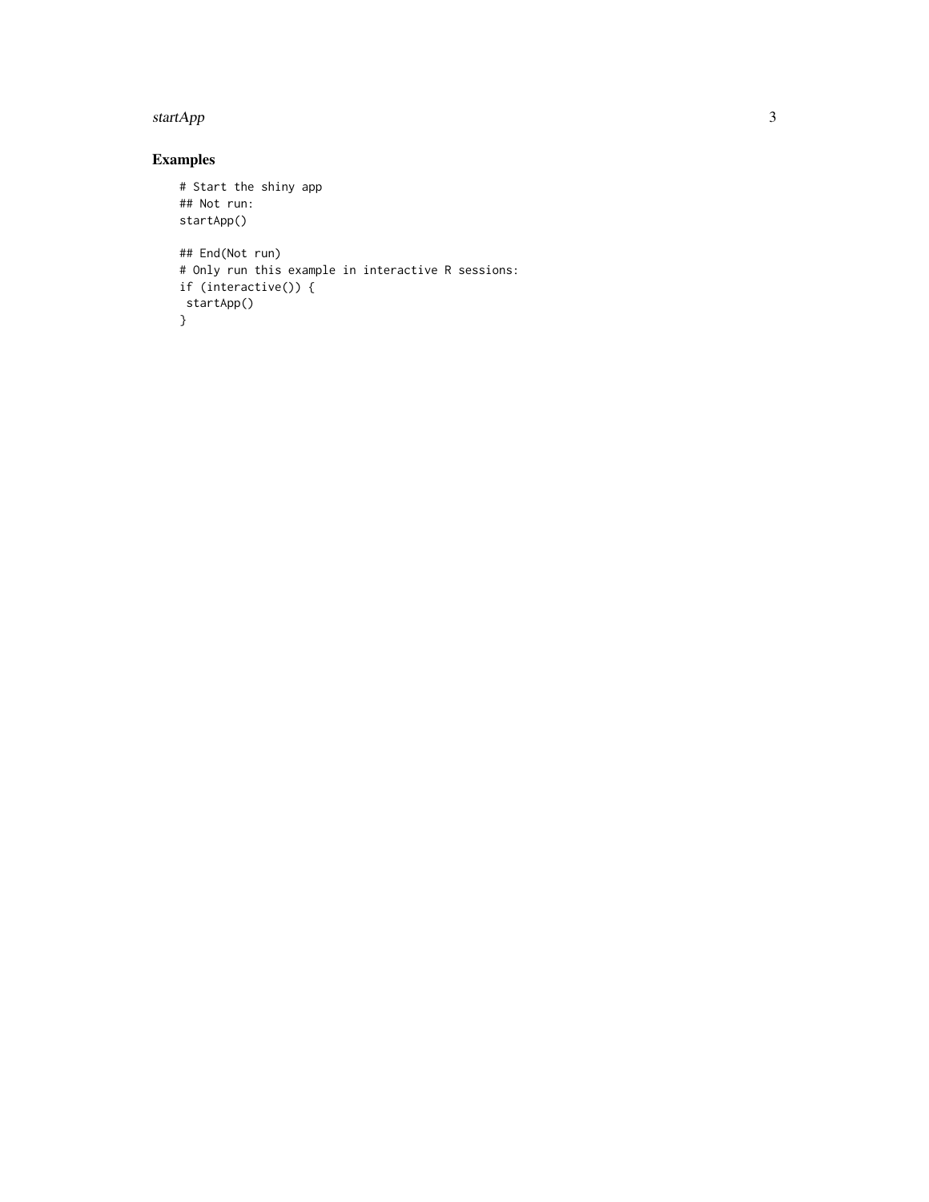## Examples

```
# Start the shiny app
## Not run:
startApp()

## End(Not run)
# Only run this example in interactive R sessions:
if (interactive()) {
 startApp()
}
```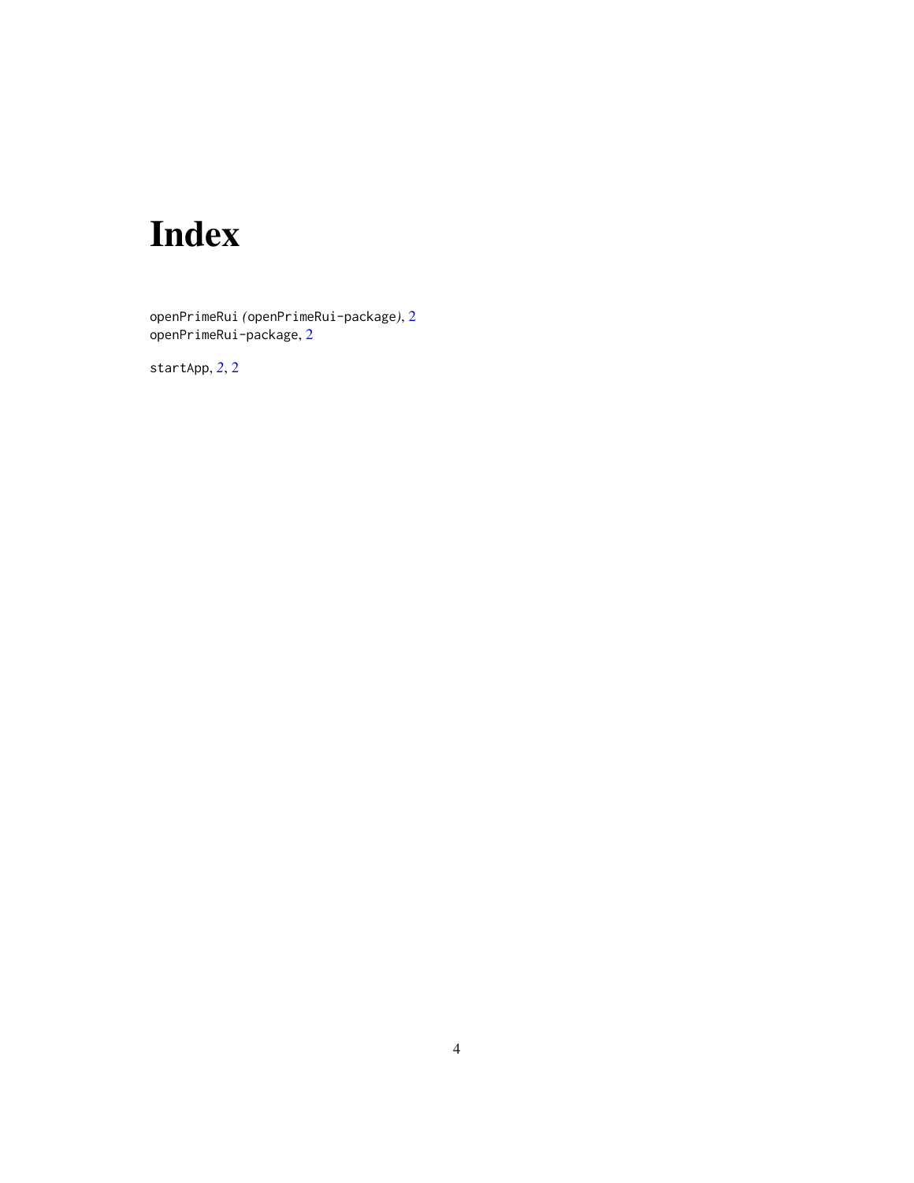# Index

openPrimeRui *(*openPrimeRui-package*)*, 2
openPrimeRui-package, 2

startApp, *2*, 2